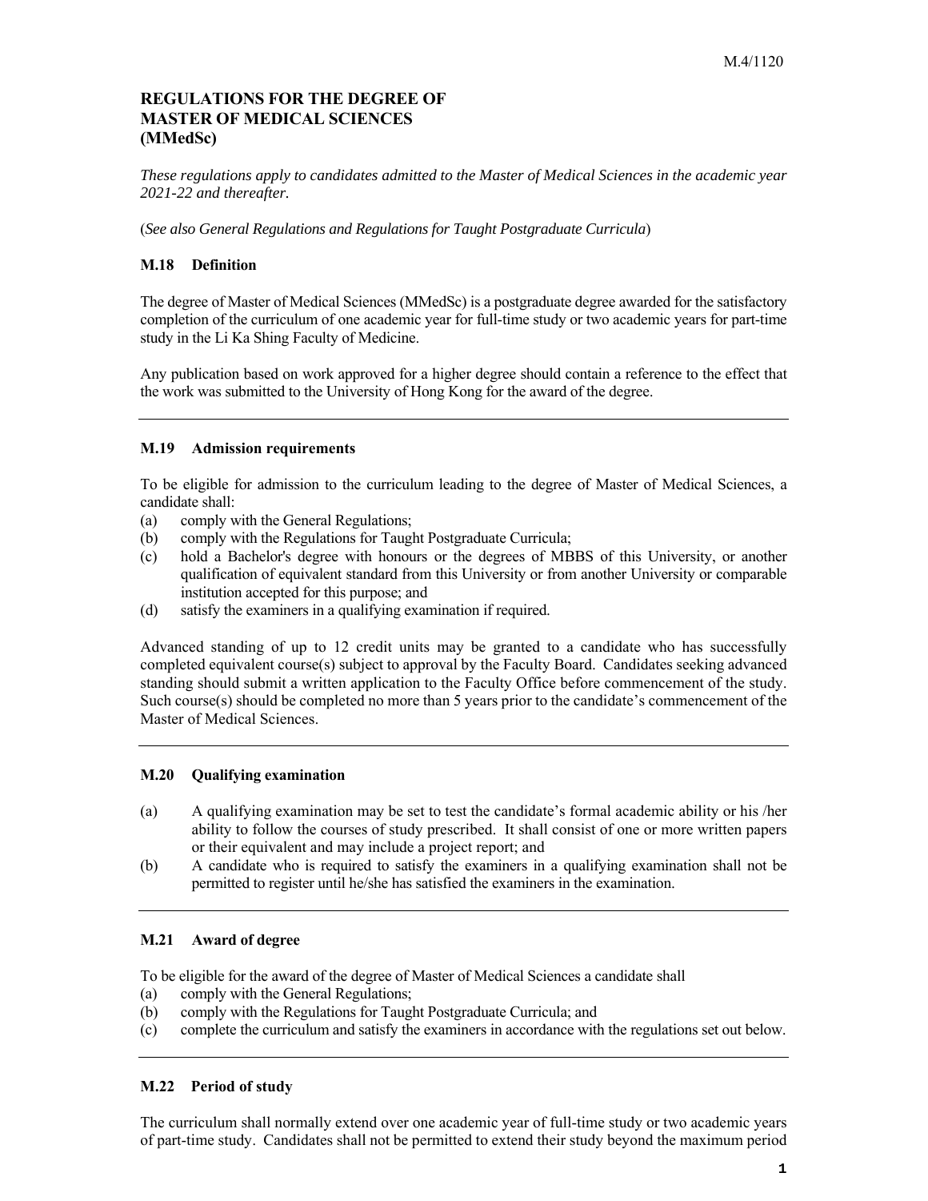M.4/1120

# REGULATIONS FOR THE DEGREE OF MASTER OF MEDICAL SCIENCES (MMedSc)

*These regulations apply to candidates admitted to the Master of Medical Sciences in the academic year 2021-22 and thereafter.*

(*See also General Regulations and Regulations for Taught Postgraduate Curricula*)

### M.18 Definition

The degree of Master of Medical Sciences (MMedSc) is a postgraduate degree awarded for the satisfactory completion of the curriculum of one academic year for full-time study or two academic years for part-time study in the Li Ka Shing Faculty of Medicine.

Any publication based on work approved for a higher degree should contain a reference to the effect that the work was submitted to the University of Hong Kong for the award of the degree.

---

### M.19 Admission requirements

To be eligible for admission to the curriculum leading to the degree of Master of Medical Sciences, a candidate shall:

(a) comply with the General Regulations;
(b) comply with the Regulations for Taught Postgraduate Curricula;
(c) hold a Bachelor's degree with honours or the degrees of MBBS of this University, or another qualification of equivalent standard from this University or from another University or comparable institution accepted for this purpose; and
(d) satisfy the examiners in a qualifying examination if required.

Advanced standing of up to 12 credit units may be granted to a candidate who has successfully completed equivalent course(s) subject to approval by the Faculty Board. Candidates seeking advanced standing should submit a written application to the Faculty Office before commencement of the study. Such course(s) should be completed no more than 5 years prior to the candidate's commencement of the Master of Medical Sciences.

---

### M.20 Qualifying examination

(a) A qualifying examination may be set to test the candidate's formal academic ability or his /her ability to follow the courses of study prescribed. It shall consist of one or more written papers or their equivalent and may include a project report; and
(b) A candidate who is required to satisfy the examiners in a qualifying examination shall not be permitted to register until he/she has satisfied the examiners in the examination.

---

### M.21 Award of degree

To be eligible for the award of the degree of Master of Medical Sciences a candidate shall

(a) comply with the General Regulations;
(b) comply with the Regulations for Taught Postgraduate Curricula; and
(c) complete the curriculum and satisfy the examiners in accordance with the regulations set out below.

---

### M.22 Period of study

The curriculum shall normally extend over one academic year of full-time study or two academic years of part-time study. Candidates shall not be permitted to extend their study beyond the maximum period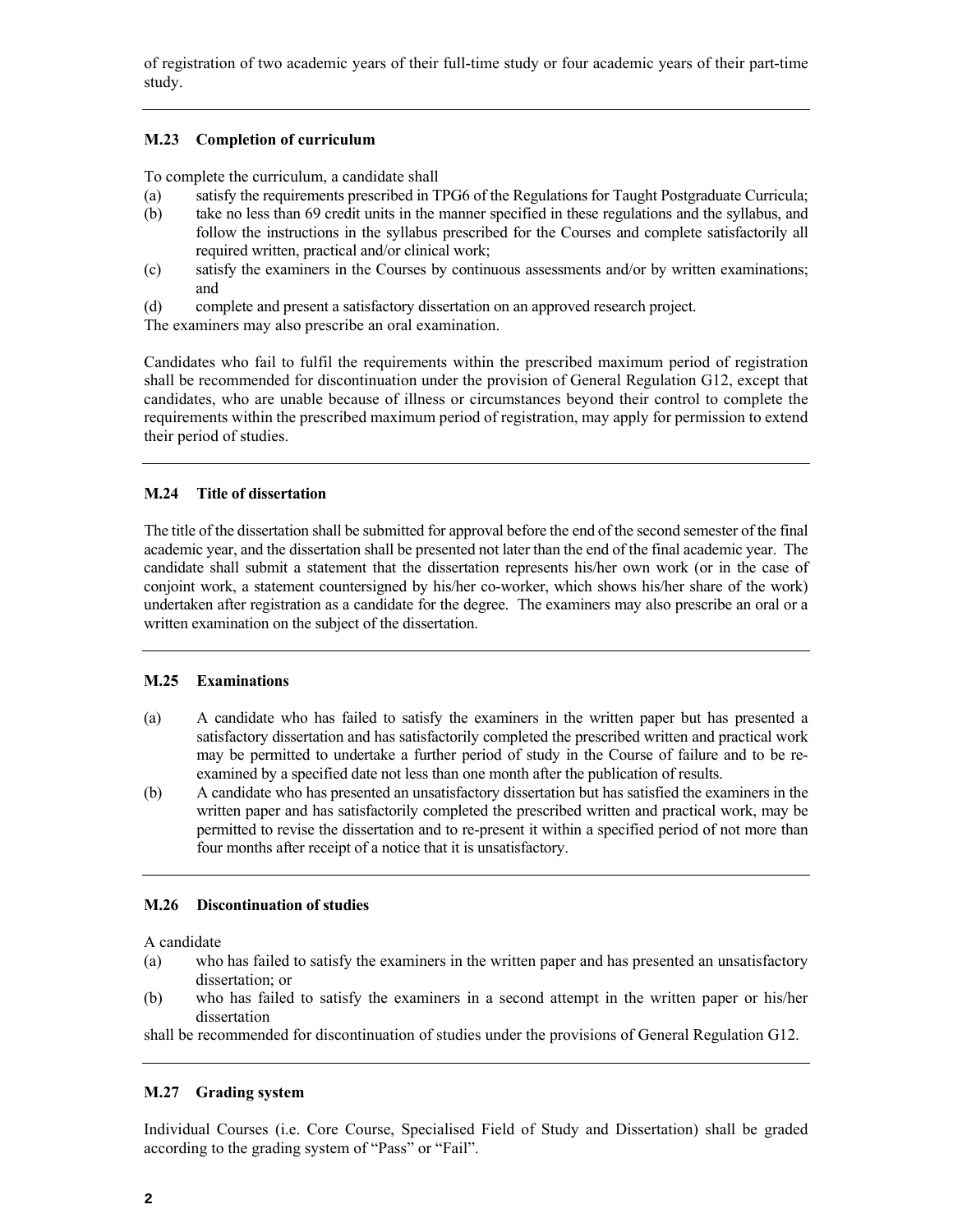of registration of two academic years of their full-time study or four academic years of their part-time study.

---

### M.23 Completion of curriculum

To complete the curriculum, a candidate shall

(a) satisfy the requirements prescribed in TPG6 of the Regulations for Taught Postgraduate Curricula;
(b) take no less than 69 credit units in the manner specified in these regulations and the syllabus, and follow the instructions in the syllabus prescribed for the Courses and complete satisfactorily all required written, practical and/or clinical work;
(c) satisfy the examiners in the Courses by continuous assessments and/or by written examinations; and
(d) complete and present a satisfactory dissertation on an approved research project.

The examiners may also prescribe an oral examination.

Candidates who fail to fulfil the requirements within the prescribed maximum period of registration shall be recommended for discontinuation under the provision of General Regulation G12, except that candidates, who are unable because of illness or circumstances beyond their control to complete the requirements within the prescribed maximum period of registration, may apply for permission to extend their period of studies.

---

### M.24 Title of dissertation

The title of the dissertation shall be submitted for approval before the end of the second semester of the final academic year, and the dissertation shall be presented not later than the end of the final academic year. The candidate shall submit a statement that the dissertation represents his/her own work (or in the case of conjoint work, a statement countersigned by his/her co-worker, which shows his/her share of the work) undertaken after registration as a candidate for the degree. The examiners may also prescribe an oral or a written examination on the subject of the dissertation.

---

### M.25 Examinations

(a) A candidate who has failed to satisfy the examiners in the written paper but has presented a satisfactory dissertation and has satisfactorily completed the prescribed written and practical work may be permitted to undertake a further period of study in the Course of failure and to be re-examined by a specified date not less than one month after the publication of results.
(b) A candidate who has presented an unsatisfactory dissertation but has satisfied the examiners in the written paper and has satisfactorily completed the prescribed written and practical work, may be permitted to revise the dissertation and to re-present it within a specified period of not more than four months after receipt of a notice that it is unsatisfactory.

---

### M.26 Discontinuation of studies

A candidate

(a) who has failed to satisfy the examiners in the written paper and has presented an unsatisfactory dissertation; or
(b) who has failed to satisfy the examiners in a second attempt in the written paper or his/her dissertation

shall be recommended for discontinuation of studies under the provisions of General Regulation G12.

---

### M.27 Grading system

Individual Courses (i.e. Core Course, Specialised Field of Study and Dissertation) shall be graded according to the grading system of "Pass" or "Fail".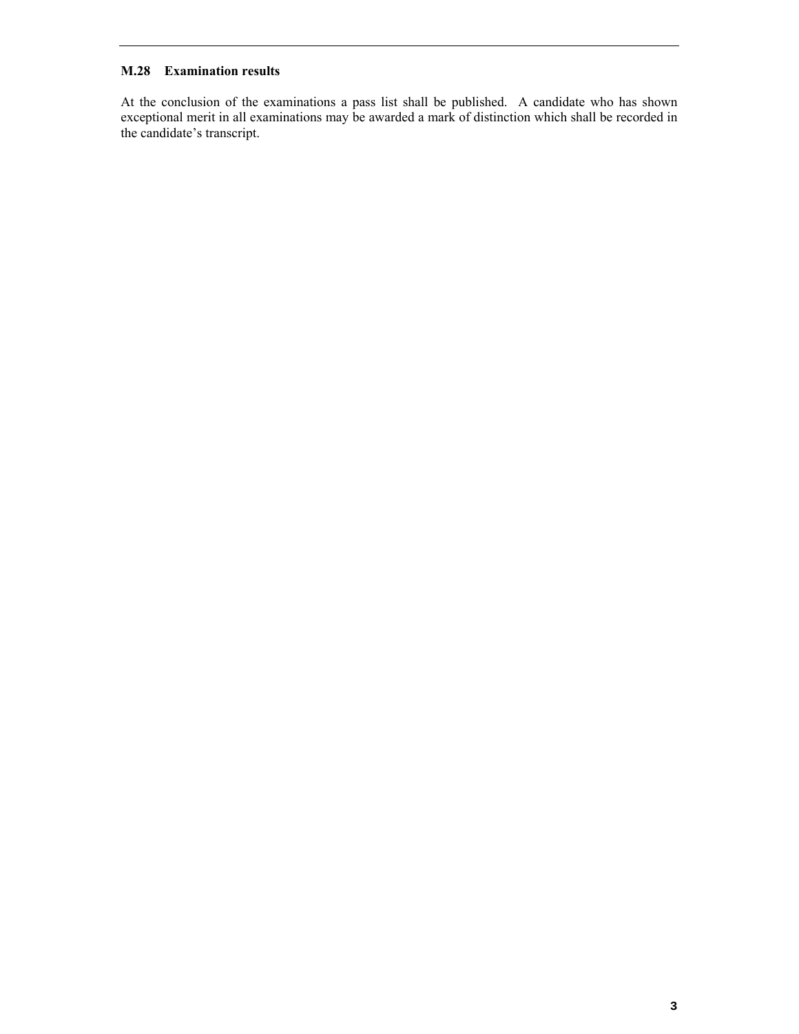### M.28 Examination results

At the conclusion of the examinations a pass list shall be published. A candidate who has shown exceptional merit in all examinations may be awarded a mark of distinction which shall be recorded in the candidate's transcript.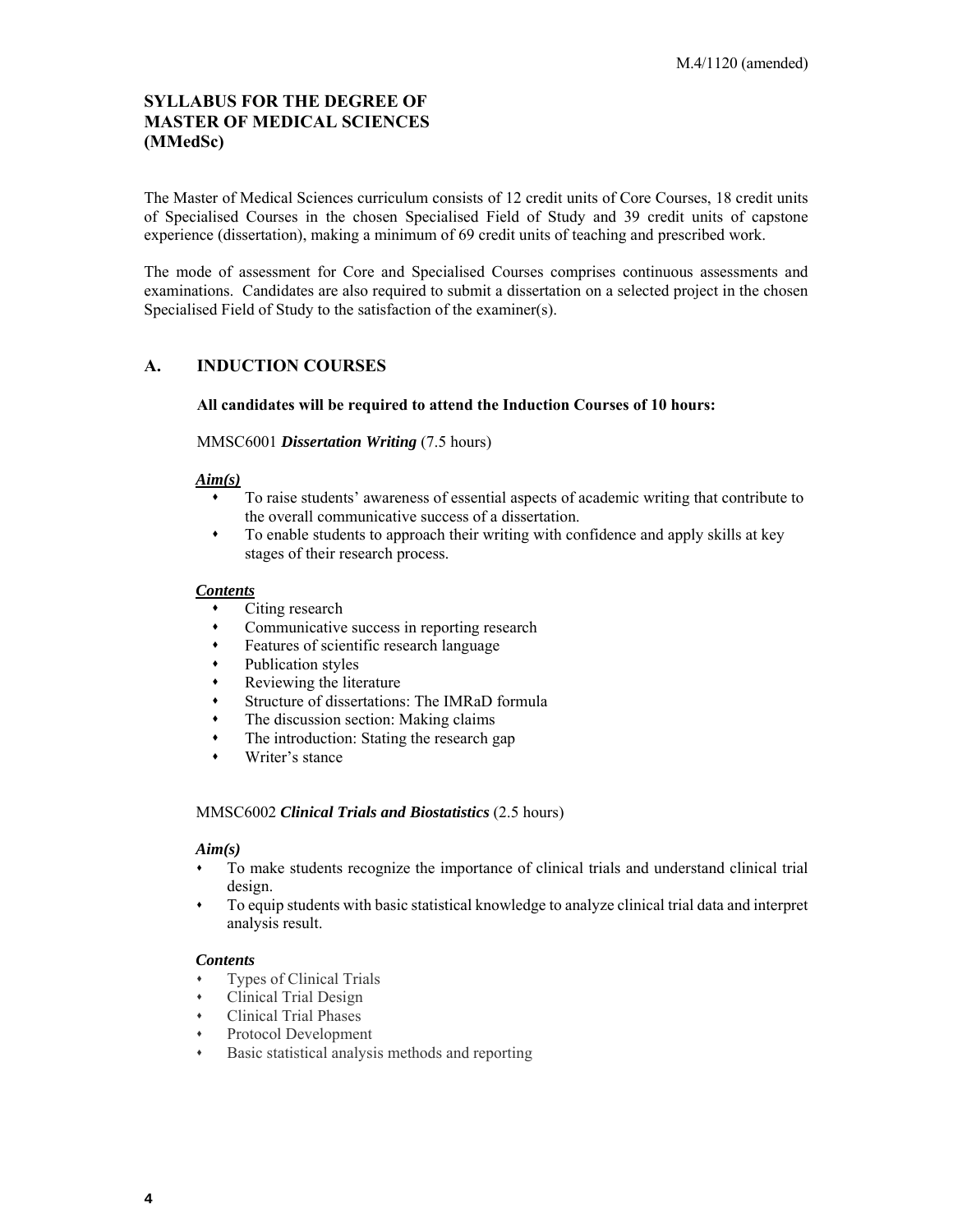M.4/1120 (amended)

# SYLLABUS FOR THE DEGREE OF MASTER OF MEDICAL SCIENCES (MMedSc)

The Master of Medical Sciences curriculum consists of 12 credit units of Core Courses, 18 credit units of Specialised Courses in the chosen Specialised Field of Study and 39 credit units of capstone experience (dissertation), making a minimum of 69 credit units of teaching and prescribed work.

The mode of assessment for Core and Specialised Courses comprises continuous assessments and examinations. Candidates are also required to submit a dissertation on a selected project in the chosen Specialised Field of Study to the satisfaction of the examiner(s).

## A. INDUCTION COURSES

**All candidates will be required to attend the Induction Courses of 10 hours:**

MMSC6001 ***Dissertation Writing*** (7.5 hours)

***Aim(s)***

- To raise students' awareness of essential aspects of academic writing that contribute to the overall communicative success of a dissertation.
- To enable students to approach their writing with confidence and apply skills at key stages of their research process.

***Contents***

- Citing research
- Communicative success in reporting research
- Features of scientific research language
- Publication styles
- Reviewing the literature
- Structure of dissertations: The IMRaD formula
- The discussion section: Making claims
- The introduction: Stating the research gap
- Writer's stance

MMSC6002 ***Clinical Trials and Biostatistics*** (2.5 hours)

***Aim(s)***

- To make students recognize the importance of clinical trials and understand clinical trial design.
- To equip students with basic statistical knowledge to analyze clinical trial data and interpret analysis result.

***Contents***

- Types of Clinical Trials
- Clinical Trial Design
- Clinical Trial Phases
- Protocol Development
- Basic statistical analysis methods and reporting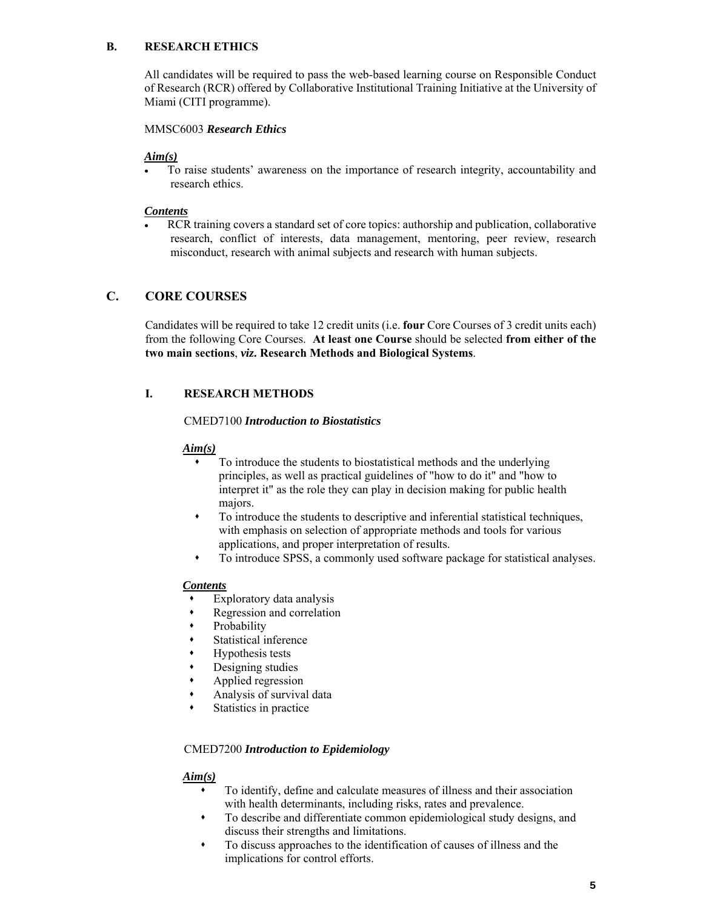## B. RESEARCH ETHICS

All candidates will be required to pass the web-based learning course on Responsible Conduct of Research (RCR) offered by Collaborative Institutional Training Initiative at the University of Miami (CITI programme).

MMSC6003 ***Research Ethics***

***Aim(s)***

- To raise students' awareness on the importance of research integrity, accountability and research ethics.

***Contents***

- RCR training covers a standard set of core topics: authorship and publication, collaborative research, conflict of interests, data management, mentoring, peer review, research misconduct, research with animal subjects and research with human subjects.

## C. CORE COURSES

Candidates will be required to take 12 credit units (i.e. **four** Core Courses of 3 credit units each) from the following Core Courses. **At least one Course** should be selected **from either of the two main sections**, ***viz.*** **Research Methods and Biological Systems**.

### I. RESEARCH METHODS

CMED7100 ***Introduction to Biostatistics***

***Aim(s)***

- To introduce the students to biostatistical methods and the underlying principles, as well as practical guidelines of "how to do it" and "how to interpret it" as the role they can play in decision making for public health majors.
- To introduce the students to descriptive and inferential statistical techniques, with emphasis on selection of appropriate methods and tools for various applications, and proper interpretation of results.
- To introduce SPSS, a commonly used software package for statistical analyses.

***Contents***

- Exploratory data analysis
- Regression and correlation
- Probability
- Statistical inference
- Hypothesis tests
- Designing studies
- Applied regression
- Analysis of survival data
- Statistics in practice

CMED7200 ***Introduction to Epidemiology***

***Aim(s)***

- To identify, define and calculate measures of illness and their association with health determinants, including risks, rates and prevalence.
- To describe and differentiate common epidemiological study designs, and discuss their strengths and limitations.
- To discuss approaches to the identification of causes of illness and the implications for control efforts.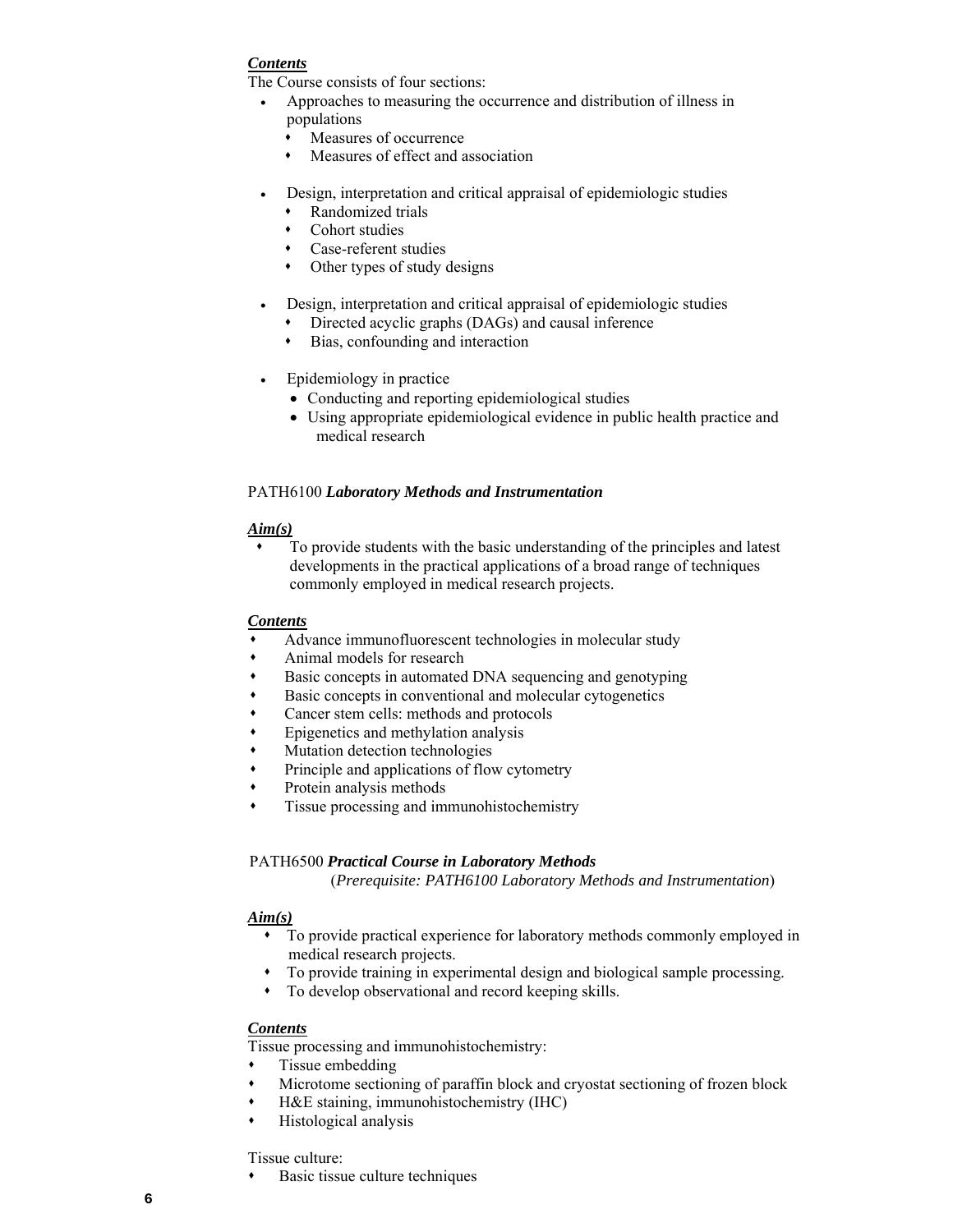***Contents***

The Course consists of four sections:

- Approaches to measuring the occurrence and distribution of illness in populations
  - Measures of occurrence
  - Measures of effect and association
- Design, interpretation and critical appraisal of epidemiologic studies
  - Randomized trials
  - Cohort studies
  - Case-referent studies
  - Other types of study designs
- Design, interpretation and critical appraisal of epidemiologic studies
  - Directed acyclic graphs (DAGs) and causal inference
  - Bias, confounding and interaction
- Epidemiology in practice
  - Conducting and reporting epidemiological studies
  - Using appropriate epidemiological evidence in public health practice and medical research

PATH6100 ***Laboratory Methods and Instrumentation***

***Aim(s)***

- To provide students with the basic understanding of the principles and latest developments in the practical applications of a broad range of techniques commonly employed in medical research projects.

***Contents***

- Advance immunofluorescent technologies in molecular study
- Animal models for research
- Basic concepts in automated DNA sequencing and genotyping
- Basic concepts in conventional and molecular cytogenetics
- Cancer stem cells: methods and protocols
- Epigenetics and methylation analysis
- Mutation detection technologies
- Principle and applications of flow cytometry
- Protein analysis methods
- Tissue processing and immunohistochemistry

PATH6500 ***Practical Course in Laboratory Methods***

(*Prerequisite: PATH6100 Laboratory Methods and Instrumentation*)

***Aim(s)***

- To provide practical experience for laboratory methods commonly employed in medical research projects.
- To provide training in experimental design and biological sample processing.
- To develop observational and record keeping skills.

***Contents***

Tissue processing and immunohistochemistry:

- Tissue embedding
- Microtome sectioning of paraffin block and cryostat sectioning of frozen block
- H&E staining, immunohistochemistry (IHC)
- Histological analysis

Tissue culture:

- Basic tissue culture techniques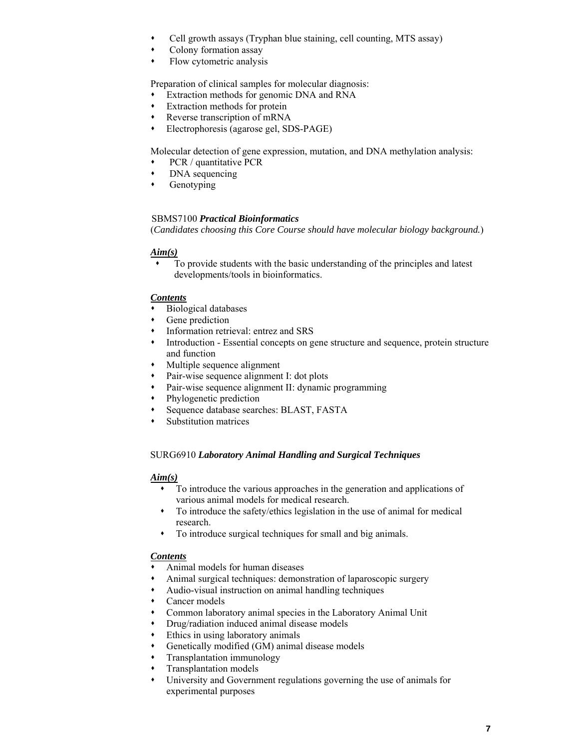- Cell growth assays (Tryphan blue staining, cell counting, MTS assay)
- Colony formation assay
- Flow cytometric analysis

Preparation of clinical samples for molecular diagnosis:

- Extraction methods for genomic DNA and RNA
- Extraction methods for protein
- Reverse transcription of mRNA
- Electrophoresis (agarose gel, SDS-PAGE)

Molecular detection of gene expression, mutation, and DNA methylation analysis:

- PCR / quantitative PCR
- DNA sequencing
- Genotyping

SBMS7100 ***Practical Bioinformatics***

(*Candidates choosing this Core Course should have molecular biology background.*)

***Aim(s)***

- To provide students with the basic understanding of the principles and latest developments/tools in bioinformatics.

***Contents***

- Biological databases
- Gene prediction
- Information retrieval: entrez and SRS
- Introduction - Essential concepts on gene structure and sequence, protein structure and function
- Multiple sequence alignment
- Pair-wise sequence alignment I: dot plots
- Pair-wise sequence alignment II: dynamic programming
- Phylogenetic prediction
- Sequence database searches: BLAST, FASTA
- Substitution matrices

SURG6910 ***Laboratory Animal Handling and Surgical Techniques***

***Aim(s)***

- To introduce the various approaches in the generation and applications of various animal models for medical research.
- To introduce the safety/ethics legislation in the use of animal for medical research.
- To introduce surgical techniques for small and big animals.

***Contents***

- Animal models for human diseases
- Animal surgical techniques: demonstration of laparoscopic surgery
- Audio-visual instruction on animal handling techniques
- Cancer models
- Common laboratory animal species in the Laboratory Animal Unit
- Drug/radiation induced animal disease models
- Ethics in using laboratory animals
- Genetically modified (GM) animal disease models
- Transplantation immunology
- Transplantation models
- University and Government regulations governing the use of animals for experimental purposes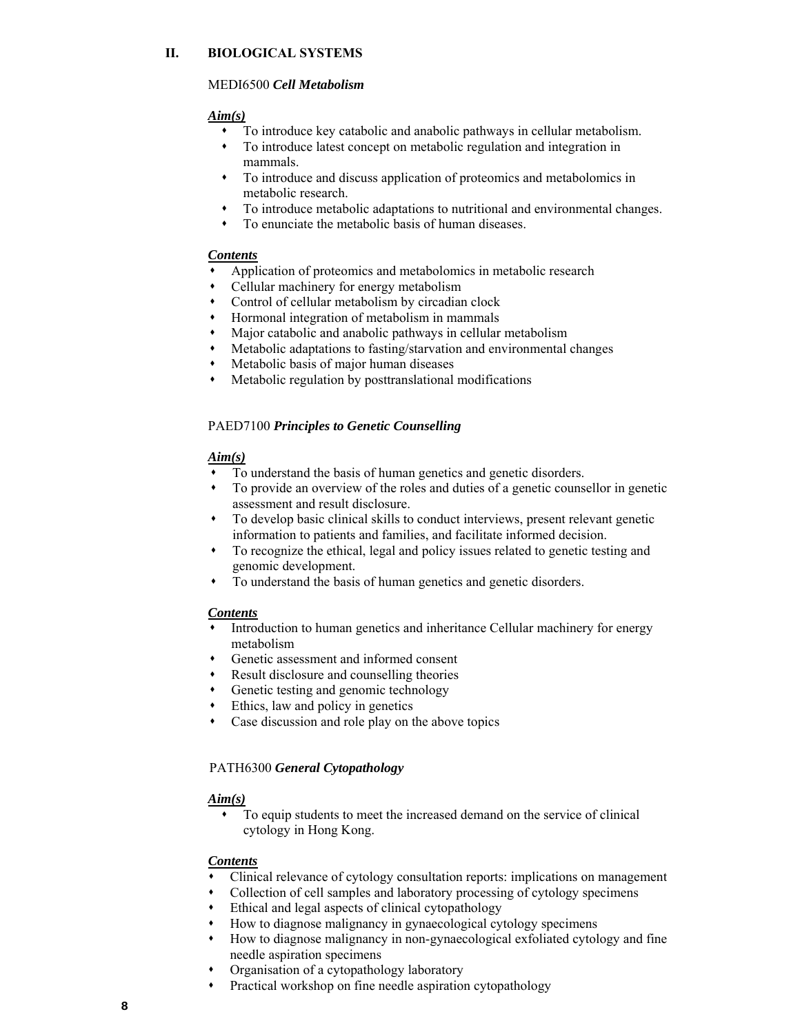## II. BIOLOGICAL SYSTEMS

### MEDI6500 ***Cell Metabolism***

***Aim(s)***

- To introduce key catabolic and anabolic pathways in cellular metabolism.
- To introduce latest concept on metabolic regulation and integration in mammals.
- To introduce and discuss application of proteomics and metabolomics in metabolic research.
- To introduce metabolic adaptations to nutritional and environmental changes.
- To enunciate the metabolic basis of human diseases.

***Contents***

- Application of proteomics and metabolomics in metabolic research
- Cellular machinery for energy metabolism
- Control of cellular metabolism by circadian clock
- Hormonal integration of metabolism in mammals
- Major catabolic and anabolic pathways in cellular metabolism
- Metabolic adaptations to fasting/starvation and environmental changes
- Metabolic basis of major human diseases
- Metabolic regulation by posttranslational modifications

### PAED7100 ***Principles to Genetic Counselling***

***Aim(s)***

- To understand the basis of human genetics and genetic disorders.
- To provide an overview of the roles and duties of a genetic counsellor in genetic assessment and result disclosure.
- To develop basic clinical skills to conduct interviews, present relevant genetic information to patients and families, and facilitate informed decision.
- To recognize the ethical, legal and policy issues related to genetic testing and genomic development.
- To understand the basis of human genetics and genetic disorders.

***Contents***

- Introduction to human genetics and inheritance Cellular machinery for energy metabolism
- Genetic assessment and informed consent
- Result disclosure and counselling theories
- Genetic testing and genomic technology
- Ethics, law and policy in genetics
- Case discussion and role play on the above topics

### PATH6300 ***General Cytopathology***

***Aim(s)***

- To equip students to meet the increased demand on the service of clinical cytology in Hong Kong.

***Contents***

- Clinical relevance of cytology consultation reports: implications on management
- Collection of cell samples and laboratory processing of cytology specimens
- Ethical and legal aspects of clinical cytopathology
- How to diagnose malignancy in gynaecological cytology specimens
- How to diagnose malignancy in non-gynaecological exfoliated cytology and fine needle aspiration specimens
- Organisation of a cytopathology laboratory
- Practical workshop on fine needle aspiration cytopathology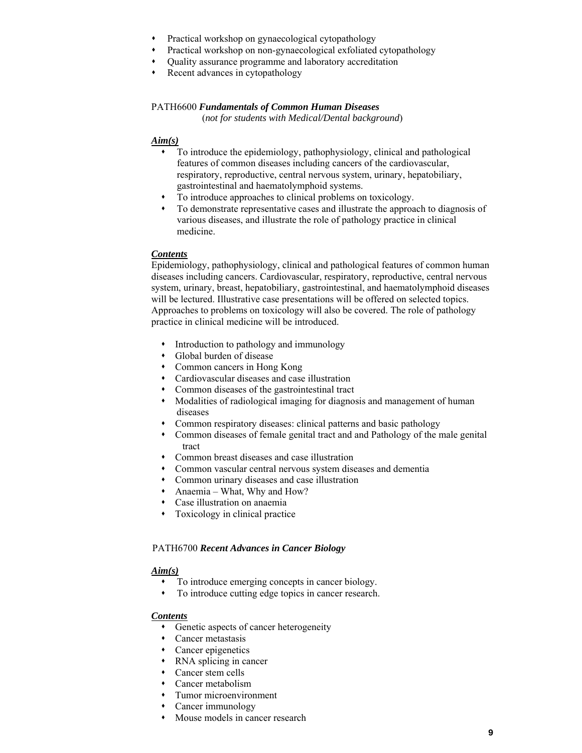- Practical workshop on gynaecological cytopathology
- Practical workshop on non-gynaecological exfoliated cytopathology
- Quality assurance programme and laboratory accreditation
- Recent advances in cytopathology

PATH6600 ***Fundamentals of Common Human Diseases***
(*not for students with Medical/Dental background*)

***Aim(s)***

- To introduce the epidemiology, pathophysiology, clinical and pathological features of common diseases including cancers of the cardiovascular, respiratory, reproductive, central nervous system, urinary, hepatobiliary, gastrointestinal and haematolymphoid systems.
- To introduce approaches to clinical problems on toxicology.
- To demonstrate representative cases and illustrate the approach to diagnosis of various diseases, and illustrate the role of pathology practice in clinical medicine.

***Contents***

Epidemiology, pathophysiology, clinical and pathological features of common human diseases including cancers. Cardiovascular, respiratory, reproductive, central nervous system, urinary, breast, hepatobiliary, gastrointestinal, and haematolymphoid diseases will be lectured. Illustrative case presentations will be offered on selected topics. Approaches to problems on toxicology will also be covered. The role of pathology practice in clinical medicine will be introduced.

- Introduction to pathology and immunology
- Global burden of disease
- Common cancers in Hong Kong
- Cardiovascular diseases and case illustration
- Common diseases of the gastrointestinal tract
- Modalities of radiological imaging for diagnosis and management of human diseases
- Common respiratory diseases: clinical patterns and basic pathology
- Common diseases of female genital tract and and Pathology of the male genital tract
- Common breast diseases and case illustration
- Common vascular central nervous system diseases and dementia
- Common urinary diseases and case illustration
- Anaemia – What, Why and How?
- Case illustration on anaemia
- Toxicology in clinical practice

PATH6700 ***Recent Advances in Cancer Biology***

***Aim(s)***

- To introduce emerging concepts in cancer biology.
- To introduce cutting edge topics in cancer research.

***Contents***

- Genetic aspects of cancer heterogeneity
- Cancer metastasis
- Cancer epigenetics
- RNA splicing in cancer
- Cancer stem cells
- Cancer metabolism
- Tumor microenvironment
- Cancer immunology
- Mouse models in cancer research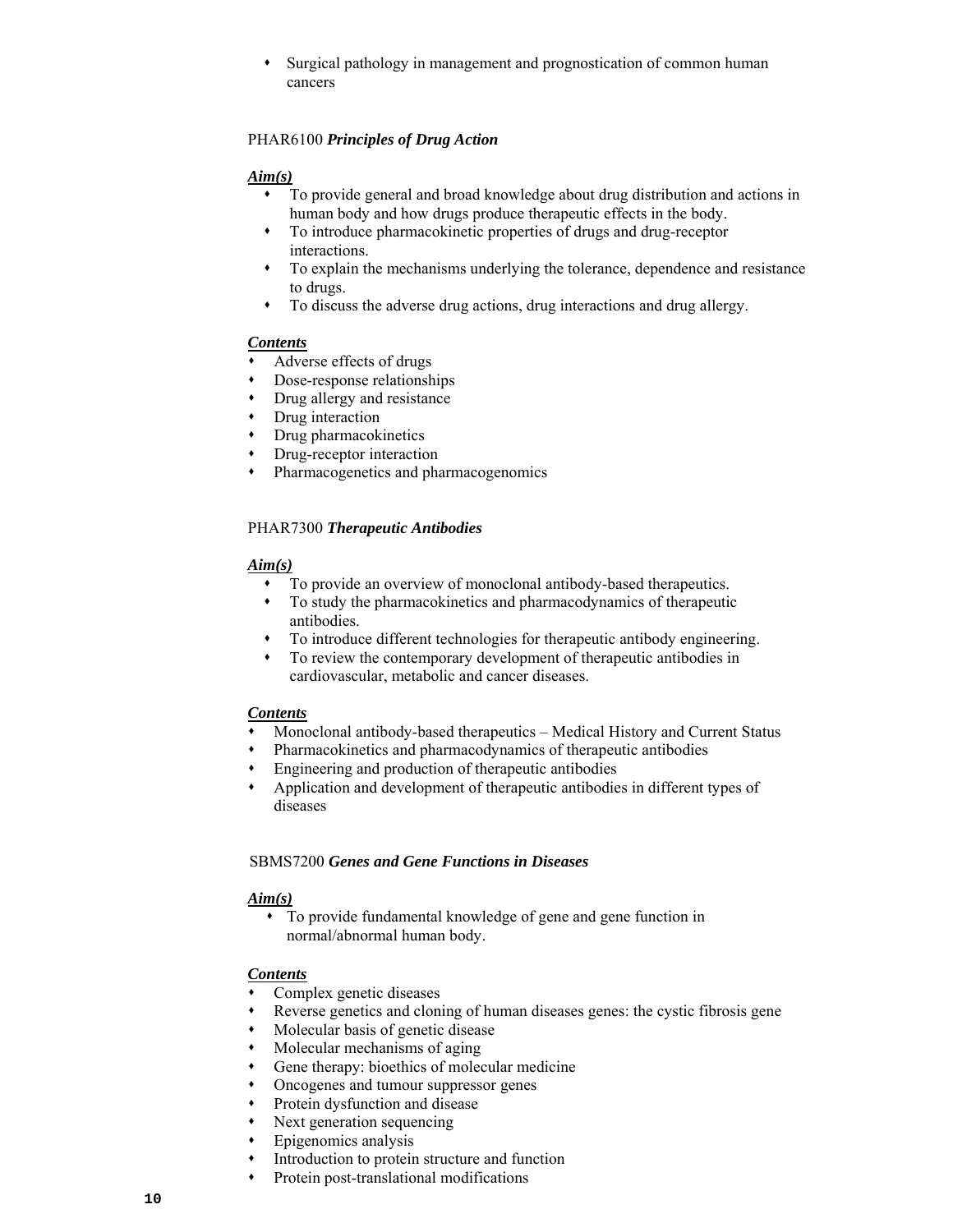- Surgical pathology in management and prognostication of common human cancers

PHAR6100 ***Principles of Drug Action***

***Aim(s)***

- To provide general and broad knowledge about drug distribution and actions in human body and how drugs produce therapeutic effects in the body.
- To introduce pharmacokinetic properties of drugs and drug-receptor interactions.
- To explain the mechanisms underlying the tolerance, dependence and resistance to drugs.
- To discuss the adverse drug actions, drug interactions and drug allergy.

***Contents***

- Adverse effects of drugs
- Dose-response relationships
- Drug allergy and resistance
- Drug interaction
- Drug pharmacokinetics
- Drug-receptor interaction
- Pharmacogenetics and pharmacogenomics

PHAR7300 ***Therapeutic Antibodies***

***Aim(s)***

- To provide an overview of monoclonal antibody-based therapeutics.
- To study the pharmacokinetics and pharmacodynamics of therapeutic antibodies.
- To introduce different technologies for therapeutic antibody engineering.
- To review the contemporary development of therapeutic antibodies in cardiovascular, metabolic and cancer diseases.

***Contents***

- Monoclonal antibody-based therapeutics – Medical History and Current Status
- Pharmacokinetics and pharmacodynamics of therapeutic antibodies
- Engineering and production of therapeutic antibodies
- Application and development of therapeutic antibodies in different types of diseases

SBMS7200 ***Genes and Gene Functions in Diseases***

***Aim(s)***

- To provide fundamental knowledge of gene and gene function in normal/abnormal human body.

***Contents***

- Complex genetic diseases
- Reverse genetics and cloning of human diseases genes: the cystic fibrosis gene
- Molecular basis of genetic disease
- Molecular mechanisms of aging
- Gene therapy: bioethics of molecular medicine
- Oncogenes and tumour suppressor genes
- Protein dysfunction and disease
- Next generation sequencing
- Epigenomics analysis
- Introduction to protein structure and function
- Protein post-translational modifications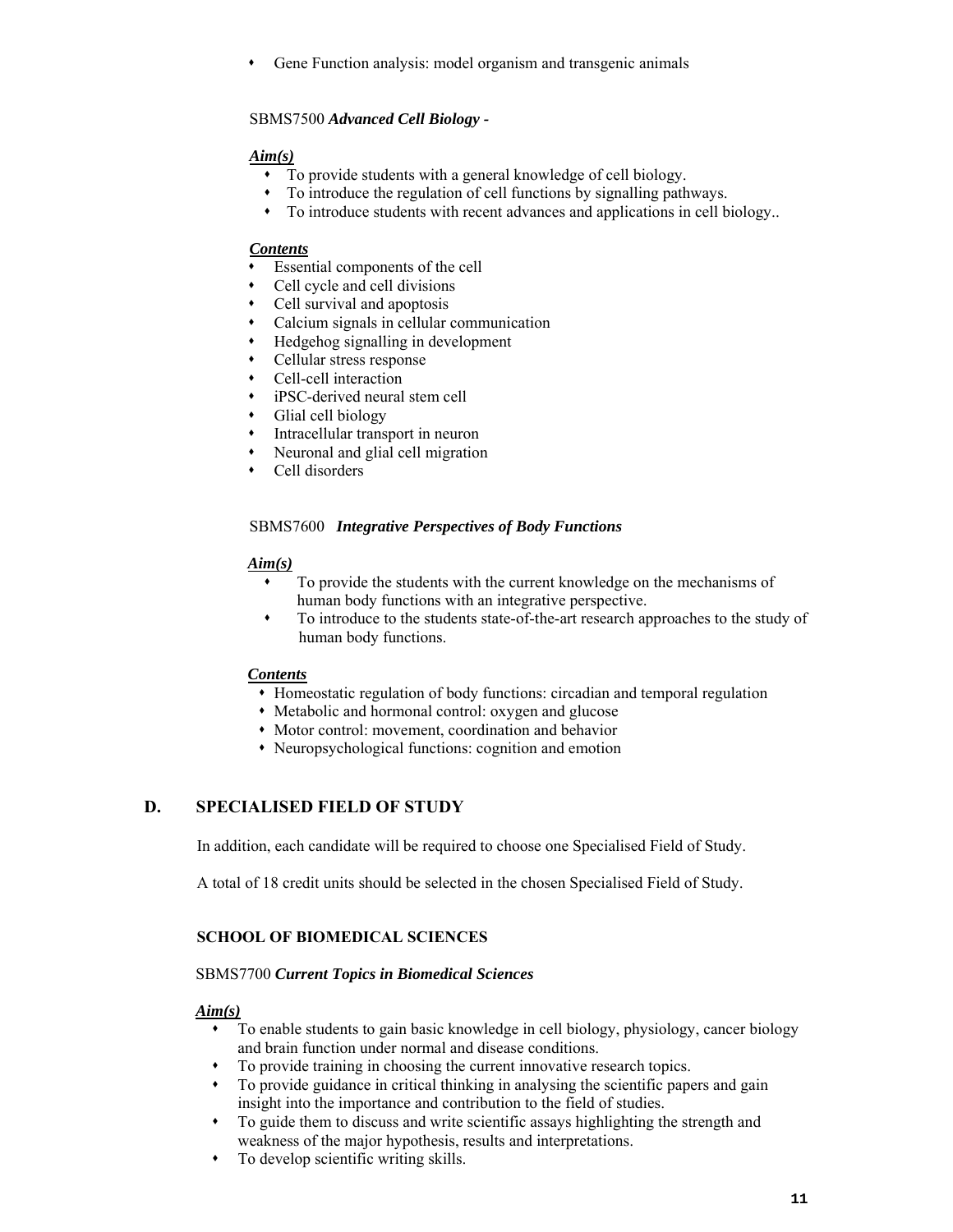- Gene Function analysis: model organism and transgenic animals

SBMS7500 ***Advanced Cell Biology -***

***Aim(s)***

- To provide students with a general knowledge of cell biology.
- To introduce the regulation of cell functions by signalling pathways.
- To introduce students with recent advances and applications in cell biology..

***Contents***

- Essential components of the cell
- Cell cycle and cell divisions
- Cell survival and apoptosis
- Calcium signals in cellular communication
- Hedgehog signalling in development
- Cellular stress response
- Cell-cell interaction
- iPSC-derived neural stem cell
- Glial cell biology
- Intracellular transport in neuron
- Neuronal and glial cell migration
- Cell disorders

SBMS7600 ***Integrative Perspectives of Body Functions***

***Aim(s)***

- To provide the students with the current knowledge on the mechanisms of human body functions with an integrative perspective.
- To introduce to the students state-of-the-art research approaches to the study of human body functions.

***Contents***

- Homeostatic regulation of body functions: circadian and temporal regulation
- Metabolic and hormonal control: oxygen and glucose
- Motor control: movement, coordination and behavior
- Neuropsychological functions: cognition and emotion

## D. SPECIALISED FIELD OF STUDY

In addition, each candidate will be required to choose one Specialised Field of Study.

A total of 18 credit units should be selected in the chosen Specialised Field of Study.

### SCHOOL OF BIOMEDICAL SCIENCES

SBMS7700 ***Current Topics in Biomedical Sciences***

***Aim(s)***

- To enable students to gain basic knowledge in cell biology, physiology, cancer biology and brain function under normal and disease conditions.
- To provide training in choosing the current innovative research topics.
- To provide guidance in critical thinking in analysing the scientific papers and gain insight into the importance and contribution to the field of studies.
- To guide them to discuss and write scientific assays highlighting the strength and weakness of the major hypothesis, results and interpretations.
- To develop scientific writing skills.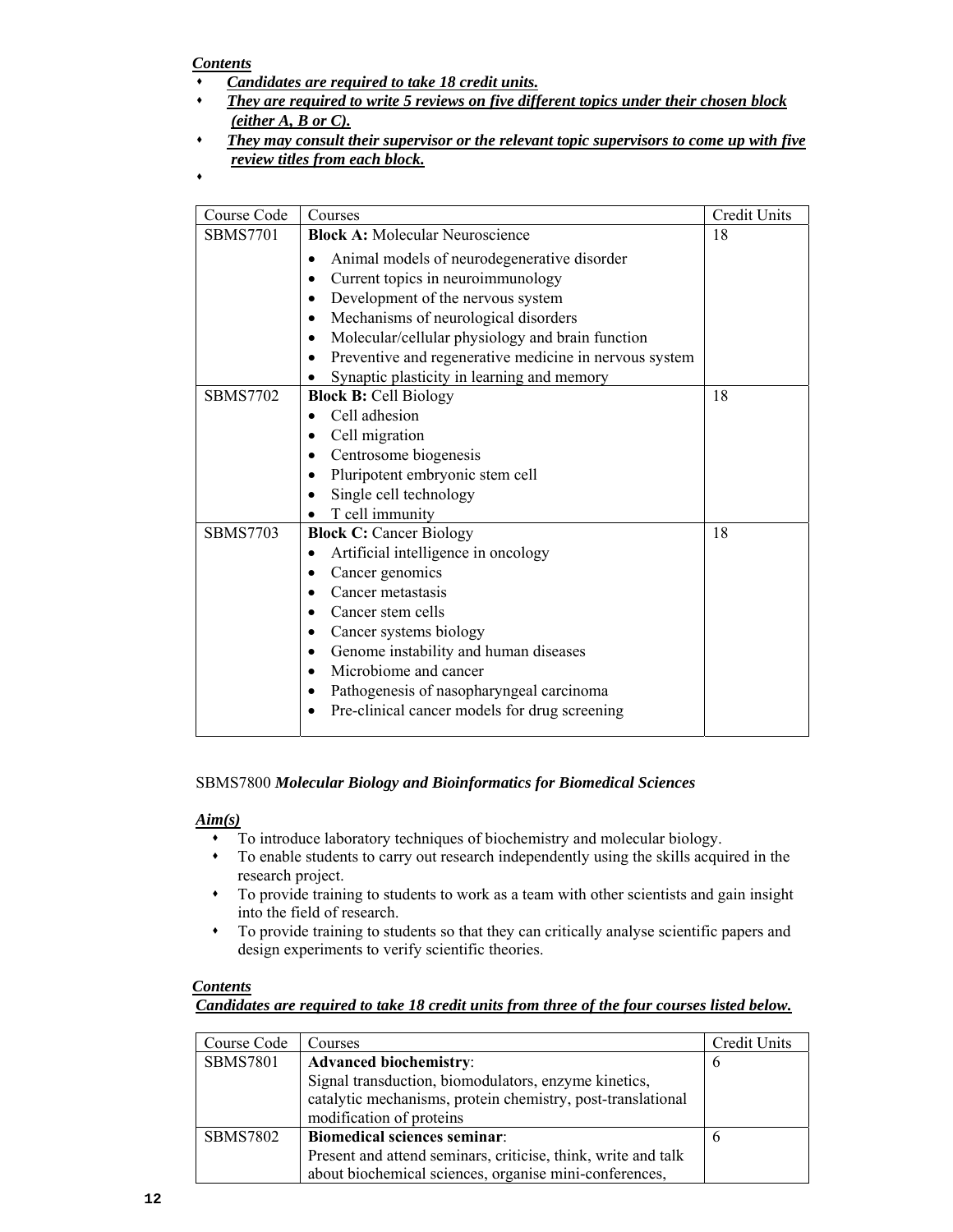***Contents***

- ***Candidates are required to take 18 credit units.***
- ***They are required to write 5 reviews on five different topics under their chosen block (either A, B or C).***
- ***They may consult their supervisor or the relevant topic supervisors to come up with five review titles from each block.***

| Course Code | Courses | Credit Units |
|---|---|---|
| SBMS7701 | **Block A:** Molecular Neuroscience<br>• Animal models of neurodegenerative disorder<br>• Current topics in neuroimmunology<br>• Development of the nervous system<br>• Mechanisms of neurological disorders<br>• Molecular/cellular physiology and brain function<br>• Preventive and regenerative medicine in nervous system<br>• Synaptic plasticity in learning and memory | 18 |
| SBMS7702 | **Block B:** Cell Biology<br>• Cell adhesion<br>• Cell migration<br>• Centrosome biogenesis<br>• Pluripotent embryonic stem cell<br>• Single cell technology<br>• T cell immunity | 18 |
| SBMS7703 | **Block C:** Cancer Biology<br>• Artificial intelligence in oncology<br>• Cancer genomics<br>• Cancer metastasis<br>• Cancer stem cells<br>• Cancer systems biology<br>• Genome instability and human diseases<br>• Microbiome and cancer<br>• Pathogenesis of nasopharyngeal carcinoma<br>• Pre-clinical cancer models for drug screening | 18 |

SBMS7800 ***Molecular Biology and Bioinformatics for Biomedical Sciences***

***Aim(s)***

- To introduce laboratory techniques of biochemistry and molecular biology.
- To enable students to carry out research independently using the skills acquired in the research project.
- To provide training to students to work as a team with other scientists and gain insight into the field of research.
- To provide training to students so that they can critically analyse scientific papers and design experiments to verify scientific theories.

***Contents***

***Candidates are required to take 18 credit units from three of the four courses listed below.***

| Course Code | Courses | Credit Units |
|---|---|---|
| SBMS7801 | **Advanced biochemistry**:<br>Signal transduction, biomodulators, enzyme kinetics, catalytic mechanisms, protein chemistry, post-translational modification of proteins | 6 |
| SBMS7802 | **Biomedical sciences seminar**:<br>Present and attend seminars, criticise, think, write and talk about biochemical sciences, organise mini-conferences, | 6 |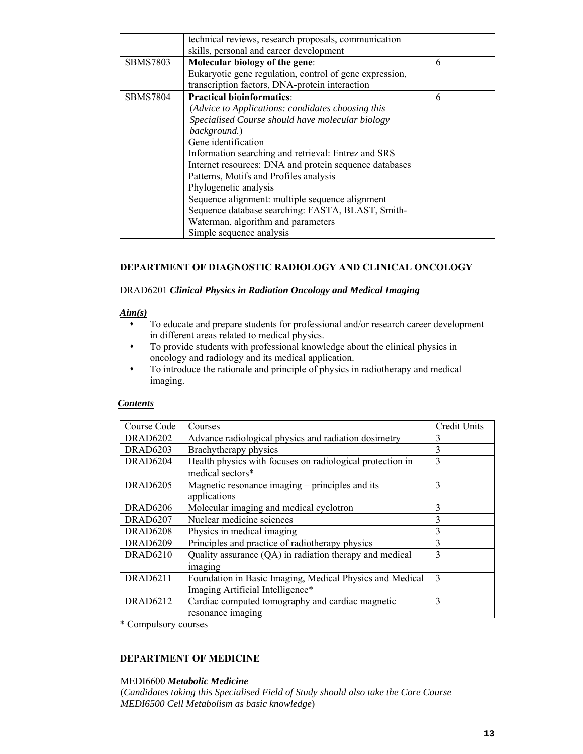|  | technical reviews, research proposals, communication skills, personal and career development |  |
|---|---|---|
| SBMS7803 | **Molecular biology of the gene**:<br>Eukaryotic gene regulation, control of gene expression, transcription factors, DNA-protein interaction | 6 |
| SBMS7804 | **Practical bioinformatics**:<br>(*Advice to Applications: candidates choosing this Specialised Course should have molecular biology background.*)<br>Gene identification<br>Information searching and retrieval: Entrez and SRS<br>Internet resources: DNA and protein sequence databases<br>Patterns, Motifs and Profiles analysis<br>Phylogenetic analysis<br>Sequence alignment: multiple sequence alignment<br>Sequence database searching: FASTA, BLAST, Smith-Waterman, algorithm and parameters<br>Simple sequence analysis | 6 |

## DEPARTMENT OF DIAGNOSTIC RADIOLOGY AND CLINICAL ONCOLOGY

DRAD6201 ***Clinical Physics in Radiation Oncology and Medical Imaging***

***Aim(s)***

- To educate and prepare students for professional and/or research career development in different areas related to medical physics.
- To provide students with professional knowledge about the clinical physics in oncology and radiology and its medical application.
- To introduce the rationale and principle of physics in radiotherapy and medical imaging.

***Contents***

| Course Code | Courses | Credit Units |
|---|---|---|
| DRAD6202 | Advance radiological physics and radiation dosimetry | 3 |
| DRAD6203 | Brachytherapy physics | 3 |
| DRAD6204 | Health physics with focuses on radiological protection in medical sectors* | 3 |
| DRAD6205 | Magnetic resonance imaging – principles and its applications | 3 |
| DRAD6206 | Molecular imaging and medical cyclotron | 3 |
| DRAD6207 | Nuclear medicine sciences | 3 |
| DRAD6208 | Physics in medical imaging | 3 |
| DRAD6209 | Principles and practice of radiotherapy physics | 3 |
| DRAD6210 | Quality assurance (QA) in radiation therapy and medical imaging | 3 |
| DRAD6211 | Foundation in Basic Imaging, Medical Physics and Medical Imaging Artificial Intelligence* | 3 |
| DRAD6212 | Cardiac computed tomography and cardiac magnetic resonance imaging | 3 |

\* Compulsory courses

## DEPARTMENT OF MEDICINE

MEDI6600 ***Metabolic Medicine***
(*Candidates taking this Specialised Field of Study should also take the Core Course MEDI6500 Cell Metabolism as basic knowledge*)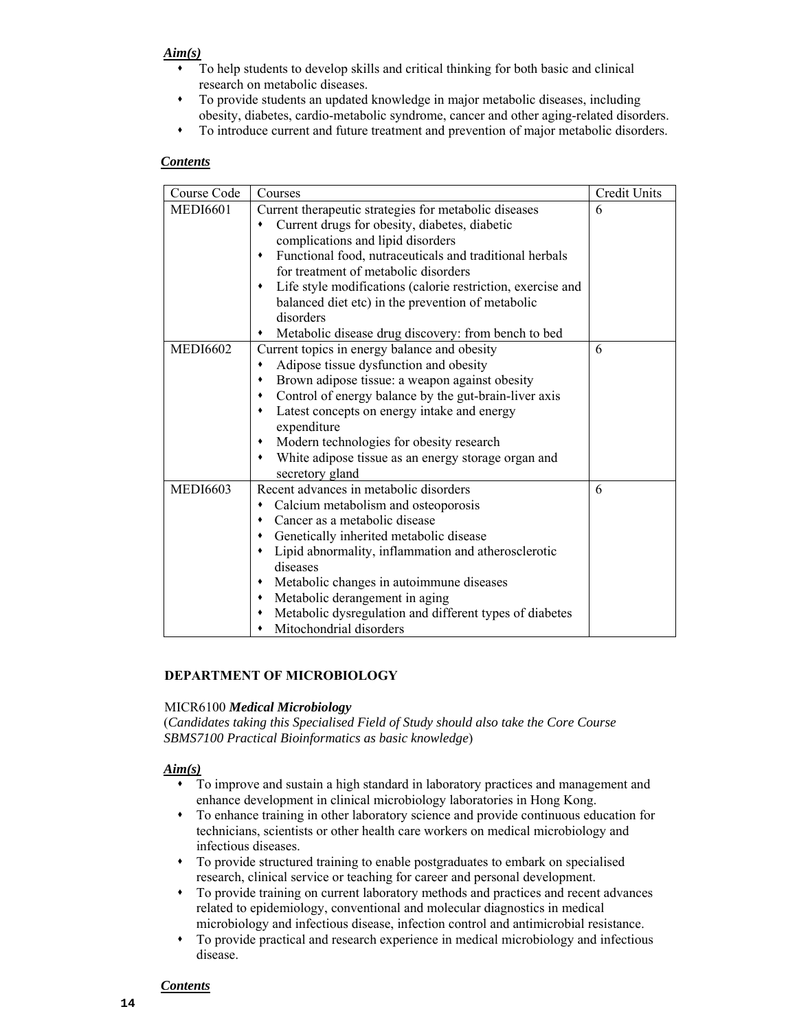***Aim(s)***

- To help students to develop skills and critical thinking for both basic and clinical research on metabolic diseases.
- To provide students an updated knowledge in major metabolic diseases, including obesity, diabetes, cardio-metabolic syndrome, cancer and other aging-related disorders.
- To introduce current and future treatment and prevention of major metabolic disorders.

***Contents***

| Course Code | Courses | Credit Units |
|---|---|---|
| MEDI6601 | Current therapeutic strategies for metabolic diseases<br>• Current drugs for obesity, diabetes, diabetic complications and lipid disorders<br>• Functional food, nutraceuticals and traditional herbals for treatment of metabolic disorders<br>• Life style modifications (calorie restriction, exercise and balanced diet etc) in the prevention of metabolic disorders<br>• Metabolic disease drug discovery: from bench to bed | 6 |
| MEDI6602 | Current topics in energy balance and obesity<br>• Adipose tissue dysfunction and obesity<br>• Brown adipose tissue: a weapon against obesity<br>• Control of energy balance by the gut-brain-liver axis<br>• Latest concepts on energy intake and energy expenditure<br>• Modern technologies for obesity research<br>• White adipose tissue as an energy storage organ and secretory gland | 6 |
| MEDI6603 | Recent advances in metabolic disorders<br>• Calcium metabolism and osteoporosis<br>• Cancer as a metabolic disease<br>• Genetically inherited metabolic disease<br>• Lipid abnormality, inflammation and atherosclerotic diseases<br>• Metabolic changes in autoimmune diseases<br>• Metabolic derangement in aging<br>• Metabolic dysregulation and different types of diabetes<br>• Mitochondrial disorders | 6 |

## DEPARTMENT OF MICROBIOLOGY

MICR6100 ***Medical Microbiology***
(*Candidates taking this Specialised Field of Study should also take the Core Course SBMS7100 Practical Bioinformatics as basic knowledge*)

***Aim(s)***

- To improve and sustain a high standard in laboratory practices and management and enhance development in clinical microbiology laboratories in Hong Kong.
- To enhance training in other laboratory science and provide continuous education for technicians, scientists or other health care workers on medical microbiology and infectious diseases.
- To provide structured training to enable postgraduates to embark on specialised research, clinical service or teaching for career and personal development.
- To provide training on current laboratory methods and practices and recent advances related to epidemiology, conventional and molecular diagnostics in medical microbiology and infectious disease, infection control and antimicrobial resistance.
- To provide practical and research experience in medical microbiology and infectious disease.

***Contents***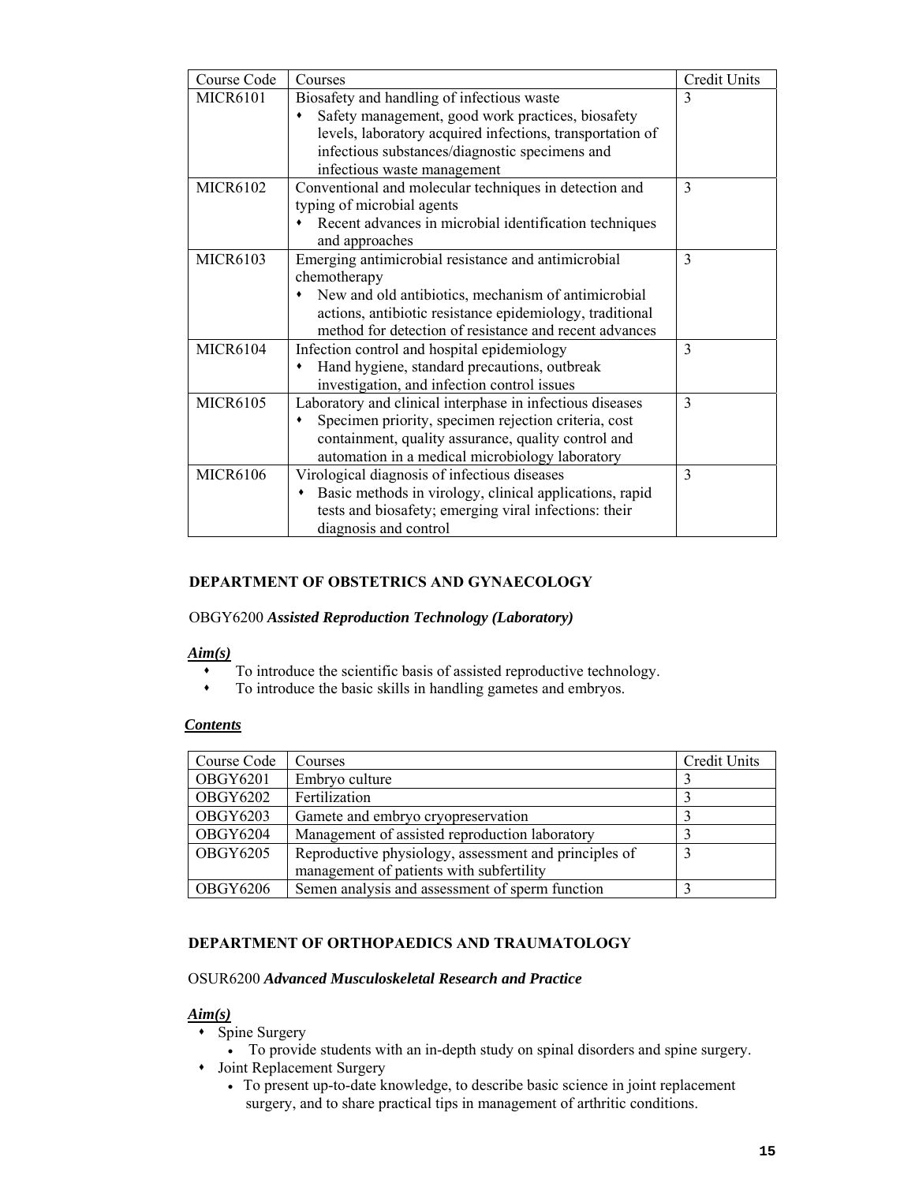| Course Code | Courses | Credit Units |
|---|---|---|
| MICR6101 | Biosafety and handling of infectious waste<br>• Safety management, good work practices, biosafety levels, laboratory acquired infections, transportation of infectious substances/diagnostic specimens and infectious waste management | 3 |
| MICR6102 | Conventional and molecular techniques in detection and typing of microbial agents<br>• Recent advances in microbial identification techniques and approaches | 3 |
| MICR6103 | Emerging antimicrobial resistance and antimicrobial chemotherapy<br>• New and old antibiotics, mechanism of antimicrobial actions, antibiotic resistance epidemiology, traditional method for detection of resistance and recent advances | 3 |
| MICR6104 | Infection control and hospital epidemiology<br>• Hand hygiene, standard precautions, outbreak investigation, and infection control issues | 3 |
| MICR6105 | Laboratory and clinical interphase in infectious diseases<br>• Specimen priority, specimen rejection criteria, cost containment, quality assurance, quality control and automation in a medical microbiology laboratory | 3 |
| MICR6106 | Virological diagnosis of infectious diseases<br>• Basic methods in virology, clinical applications, rapid tests and biosafety; emerging viral infections: their diagnosis and control | 3 |

## DEPARTMENT OF OBSTETRICS AND GYNAECOLOGY

OBGY6200 ***Assisted Reproduction Technology (Laboratory)***

***Aim(s)***

- To introduce the scientific basis of assisted reproductive technology.
- To introduce the basic skills in handling gametes and embryos.

***Contents***

| Course Code | Courses | Credit Units |
|---|---|---|
| OBGY6201 | Embryo culture | 3 |
| OBGY6202 | Fertilization | 3 |
| OBGY6203 | Gamete and embryo cryopreservation | 3 |
| OBGY6204 | Management of assisted reproduction laboratory | 3 |
| OBGY6205 | Reproductive physiology, assessment and principles of management of patients with subfertility | 3 |
| OBGY6206 | Semen analysis and assessment of sperm function | 3 |

## DEPARTMENT OF ORTHOPAEDICS AND TRAUMATOLOGY

OSUR6200 ***Advanced Musculoskeletal Research and Practice***

***Aim(s)***

- Spine Surgery
  - To provide students with an in-depth study on spinal disorders and spine surgery.
- Joint Replacement Surgery
  - To present up-to-date knowledge, to describe basic science in joint replacement surgery, and to share practical tips in management of arthritic conditions.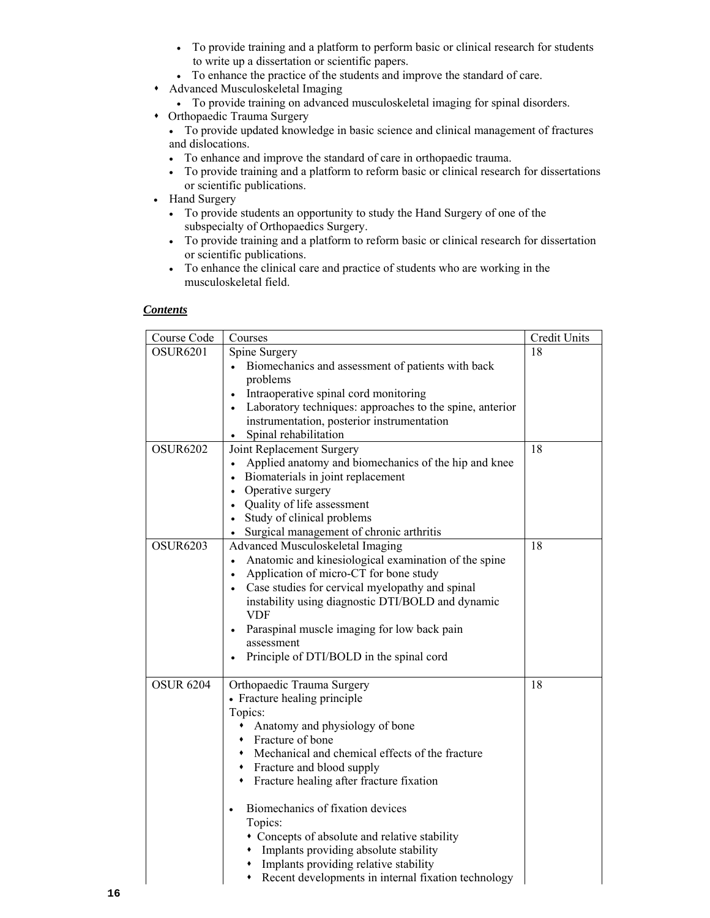- To provide training and a platform to perform basic or clinical research for students to write up a dissertation or scientific papers.
- To enhance the practice of the students and improve the standard of care.

- Advanced Musculoskeletal Imaging
  - To provide training on advanced musculoskeletal imaging for spinal disorders.
- Orthopaedic Trauma Surgery
  - To provide updated knowledge in basic science and clinical management of fractures and dislocations.
  - To enhance and improve the standard of care in orthopaedic trauma.
  - To provide training and a platform to reform basic or clinical research for dissertations or scientific publications.
- Hand Surgery
  - To provide students an opportunity to study the Hand Surgery of one of the subspecialty of Orthopaedics Surgery.
  - To provide training and a platform to reform basic or clinical research for dissertation or scientific publications.
  - To enhance the clinical care and practice of students who are working in the musculoskeletal field.

***Contents***

| Course Code | Courses | Credit Units |
|---|---|---|
| OSUR6201 | Spine Surgery<br>• Biomechanics and assessment of patients with back problems<br>• Intraoperative spinal cord monitoring<br>• Laboratory techniques: approaches to the spine, anterior instrumentation, posterior instrumentation<br>• Spinal rehabilitation | 18 |
| OSUR6202 | Joint Replacement Surgery<br>• Applied anatomy and biomechanics of the hip and knee<br>• Biomaterials in joint replacement<br>• Operative surgery<br>• Quality of life assessment<br>• Study of clinical problems<br>• Surgical management of chronic arthritis | 18 |
| OSUR6203 | Advanced Musculoskeletal Imaging<br>• Anatomic and kinesiological examination of the spine<br>• Application of micro-CT for bone study<br>• Case studies for cervical myelopathy and spinal instability using diagnostic DTI/BOLD and dynamic VDF<br>• Paraspinal muscle imaging for low back pain assessment<br>• Principle of DTI/BOLD in the spinal cord | 18 |
| OSUR 6204 | Orthopaedic Trauma Surgery<br>• Fracture healing principle<br>Topics:<br>◆ Anatomy and physiology of bone<br>◆ Fracture of bone<br>◆ Mechanical and chemical effects of the fracture<br>◆ Fracture and blood supply<br>◆ Fracture healing after fracture fixation<br><br>• Biomechanics of fixation devices<br>Topics:<br>◆ Concepts of absolute and relative stability<br>◆ Implants providing absolute stability<br>◆ Implants providing relative stability<br>◆ Recent developments in internal fixation technology | 18 |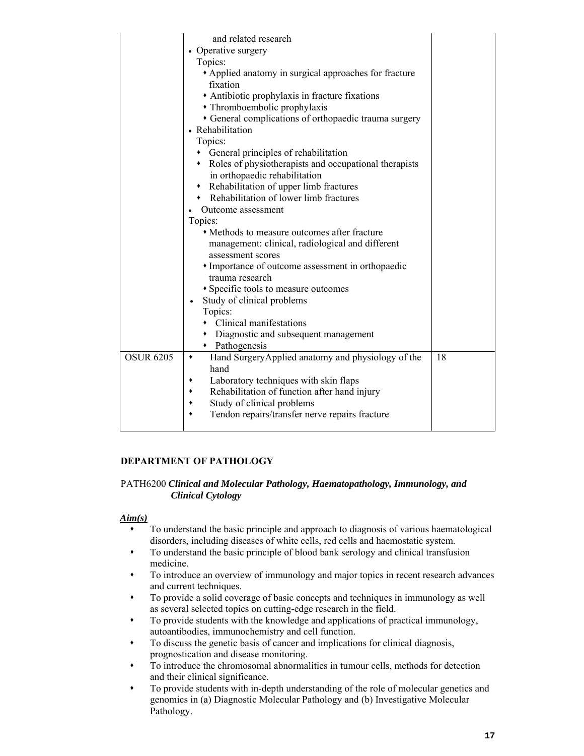| | | |
|---|---|---|
| | and related research<br>• Operative surgery<br>Topics:<br>• Applied anatomy in surgical approaches for fracture fixation<br>• Antibiotic prophylaxis in fracture fixations<br>• Thromboembolic prophylaxis<br>• General complications of orthopaedic trauma surgery<br>• Rehabilitation<br>Topics:<br>• General principles of rehabilitation<br>• Roles of physiotherapists and occupational therapists in orthopaedic rehabilitation<br>• Rehabilitation of upper limb fractures<br>• Rehabilitation of lower limb fractures<br>• Outcome assessment<br>Topics:<br>• Methods to measure outcomes after fracture management: clinical, radiological and different assessment scores<br>• Importance of outcome assessment in orthopaedic trauma research<br>• Specific tools to measure outcomes<br>• Study of clinical problems<br>Topics:<br>• Clinical manifestations<br>• Diagnostic and subsequent management<br>• Pathogenesis | |
| OSUR 6205 | • Hand SurgeryApplied anatomy and physiology of the hand<br>• Laboratory techniques with skin flaps<br>• Rehabilitation of function after hand injury<br>• Study of clinical problems<br>• Tendon repairs/transfer nerve repairs fracture | 18 |

## DEPARTMENT OF PATHOLOGY

PATH6200 ***Clinical and Molecular Pathology, Haematopathology, Immunology, and Clinical Cytology***

***Aim(s)***

- To understand the basic principle and approach to diagnosis of various haematological disorders, including diseases of white cells, red cells and haemostatic system.
- To understand the basic principle of blood bank serology and clinical transfusion medicine.
- To introduce an overview of immunology and major topics in recent research advances and current techniques.
- To provide a solid coverage of basic concepts and techniques in immunology as well as several selected topics on cutting-edge research in the field.
- To provide students with the knowledge and applications of practical immunology, autoantibodies, immunochemistry and cell function.
- To discuss the genetic basis of cancer and implications for clinical diagnosis, prognostication and disease monitoring.
- To introduce the chromosomal abnormalities in tumour cells, methods for detection and their clinical significance.
- To provide students with in-depth understanding of the role of molecular genetics and genomics in (a) Diagnostic Molecular Pathology and (b) Investigative Molecular Pathology.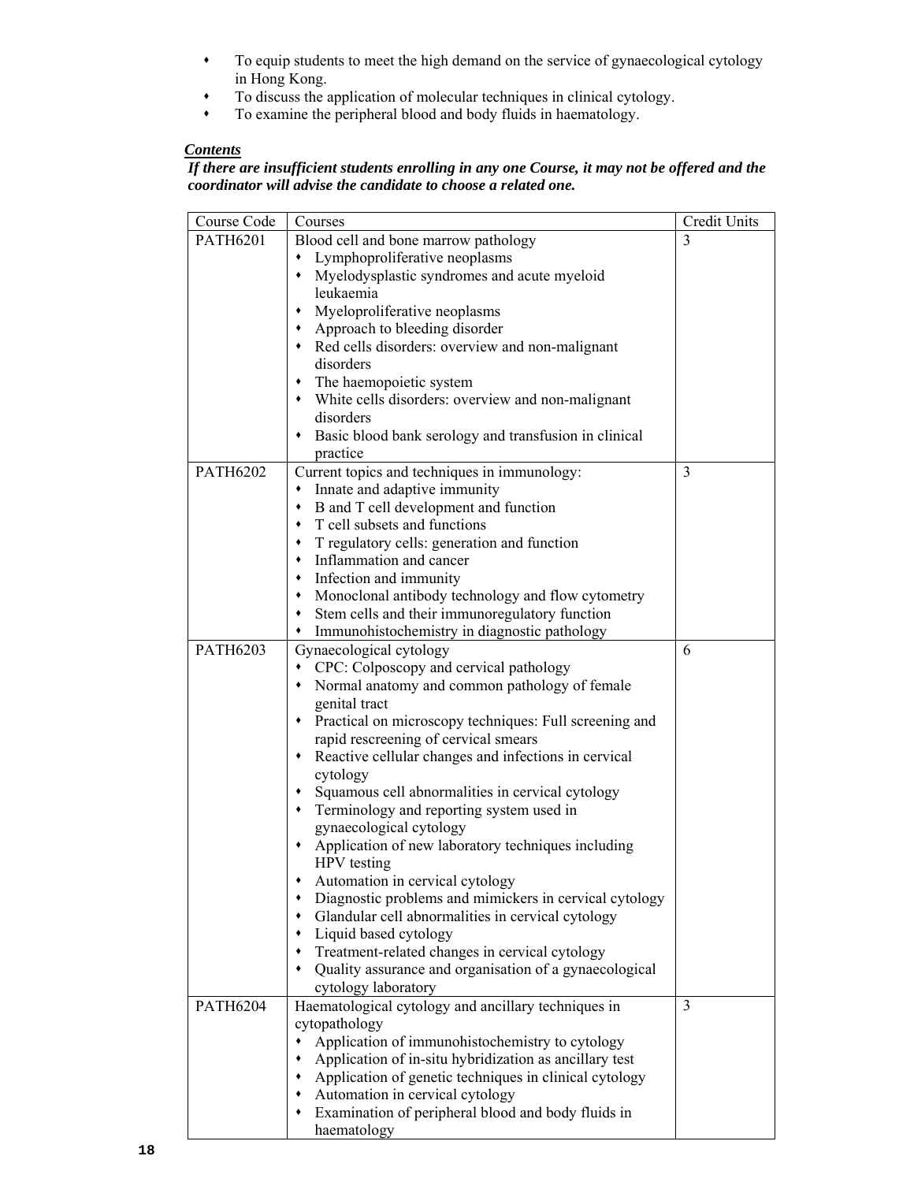- To equip students to meet the high demand on the service of gynaecological cytology in Hong Kong.
- To discuss the application of molecular techniques in clinical cytology.
- To examine the peripheral blood and body fluids in haematology.

***Contents***

***If there are insufficient students enrolling in any one Course, it may not be offered and the coordinator will advise the candidate to choose a related one.***

| Course Code | Courses | Credit Units |
|---|---|---|
| PATH6201 | Blood cell and bone marrow pathology<br>• Lymphoproliferative neoplasms<br>• Myelodysplastic syndromes and acute myeloid leukaemia<br>• Myeloproliferative neoplasms<br>• Approach to bleeding disorder<br>• Red cells disorders: overview and non-malignant disorders<br>• The haemopoietic system<br>• White cells disorders: overview and non-malignant disorders<br>• Basic blood bank serology and transfusion in clinical practice | 3 |
| PATH6202 | Current topics and techniques in immunology:<br>• Innate and adaptive immunity<br>• B and T cell development and function<br>• T cell subsets and functions<br>• T regulatory cells: generation and function<br>• Inflammation and cancer<br>• Infection and immunity<br>• Monoclonal antibody technology and flow cytometry<br>• Stem cells and their immunoregulatory function<br>• Immunohistochemistry in diagnostic pathology | 3 |
| PATH6203 | Gynaecological cytology<br>• CPC: Colposcopy and cervical pathology<br>• Normal anatomy and common pathology of female genital tract<br>• Practical on microscopy techniques: Full screening and rapid rescreening of cervical smears<br>• Reactive cellular changes and infections in cervical cytology<br>• Squamous cell abnormalities in cervical cytology<br>• Terminology and reporting system used in gynaecological cytology<br>• Application of new laboratory techniques including HPV testing<br>• Automation in cervical cytology<br>• Diagnostic problems and mimickers in cervical cytology<br>• Glandular cell abnormalities in cervical cytology<br>• Liquid based cytology<br>• Treatment-related changes in cervical cytology<br>• Quality assurance and organisation of a gynaecological cytology laboratory | 6 |
| PATH6204 | Haematological cytology and ancillary techniques in cytopathology<br>• Application of immunohistochemistry to cytology<br>• Application of in-situ hybridization as ancillary test<br>• Application of genetic techniques in clinical cytology<br>• Automation in cervical cytology<br>• Examination of peripheral blood and body fluids in haematology | 3 |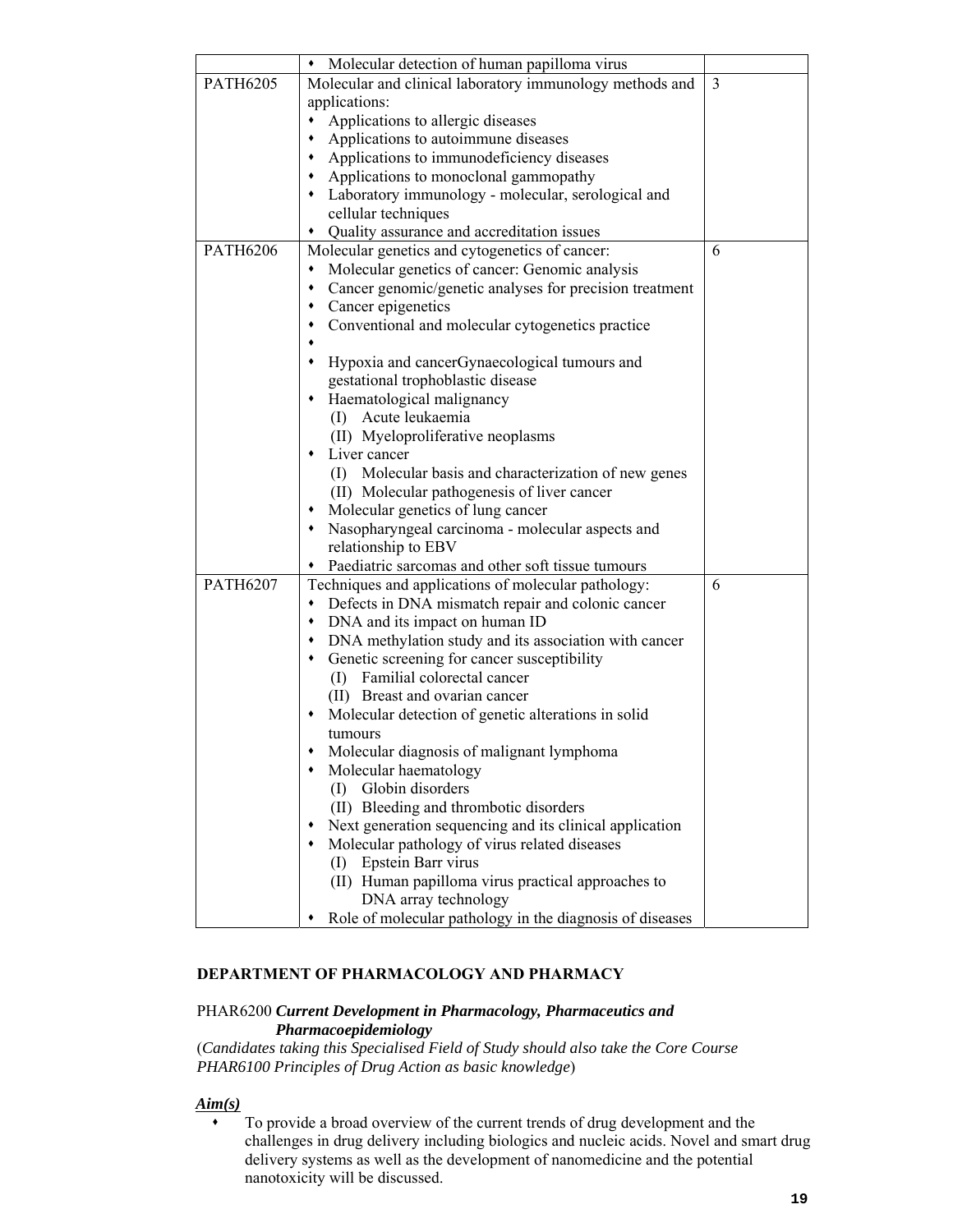| | | |
|---|---|---|
| | • Molecular detection of human papilloma virus | |
| PATH6205 | Molecular and clinical laboratory immunology methods and applications:<br>• Applications to allergic diseases<br>• Applications to autoimmune diseases<br>• Applications to immunodeficiency diseases<br>• Applications to monoclonal gammopathy<br>• Laboratory immunology - molecular, serological and cellular techniques<br>• Quality assurance and accreditation issues | 3 |
| PATH6206 | Molecular genetics and cytogenetics of cancer:<br>• Molecular genetics of cancer: Genomic analysis<br>• Cancer genomic/genetic analyses for precision treatment<br>• Cancer epigenetics<br>• Conventional and molecular cytogenetics practice<br>•<br>• Hypoxia and cancerGynaecological tumours and gestational trophoblastic disease<br>• Haematological malignancy<br>(I) Acute leukaemia<br>(II) Myeloproliferative neoplasms<br>• Liver cancer<br>(I) Molecular basis and characterization of new genes<br>(II) Molecular pathogenesis of liver cancer<br>• Molecular genetics of lung cancer<br>• Nasopharyngeal carcinoma - molecular aspects and relationship to EBV<br>• Paediatric sarcomas and other soft tissue tumours | 6 |
| PATH6207 | Techniques and applications of molecular pathology:<br>• Defects in DNA mismatch repair and colonic cancer<br>• DNA and its impact on human ID<br>• DNA methylation study and its association with cancer<br>• Genetic screening for cancer susceptibility<br>(I) Familial colorectal cancer<br>(II) Breast and ovarian cancer<br>• Molecular detection of genetic alterations in solid tumours<br>• Molecular diagnosis of malignant lymphoma<br>• Molecular haematology<br>(I) Globin disorders<br>(II) Bleeding and thrombotic disorders<br>• Next generation sequencing and its clinical application<br>• Molecular pathology of virus related diseases<br>(I) Epstein Barr virus<br>(II) Human papilloma virus practical approaches to DNA array technology<br>• Role of molecular pathology in the diagnosis of diseases | 6 |

## DEPARTMENT OF PHARMACOLOGY AND PHARMACY

PHAR6200 ***Current Development in Pharmacology, Pharmaceutics and Pharmacoepidemiology***

(*Candidates taking this Specialised Field of Study should also take the Core Course PHAR6100 Principles of Drug Action as basic knowledge*)

***Aim(s)***

- To provide a broad overview of the current trends of drug development and the challenges in drug delivery including biologics and nucleic acids. Novel and smart drug delivery systems as well as the development of nanomedicine and the potential nanotoxicity will be discussed.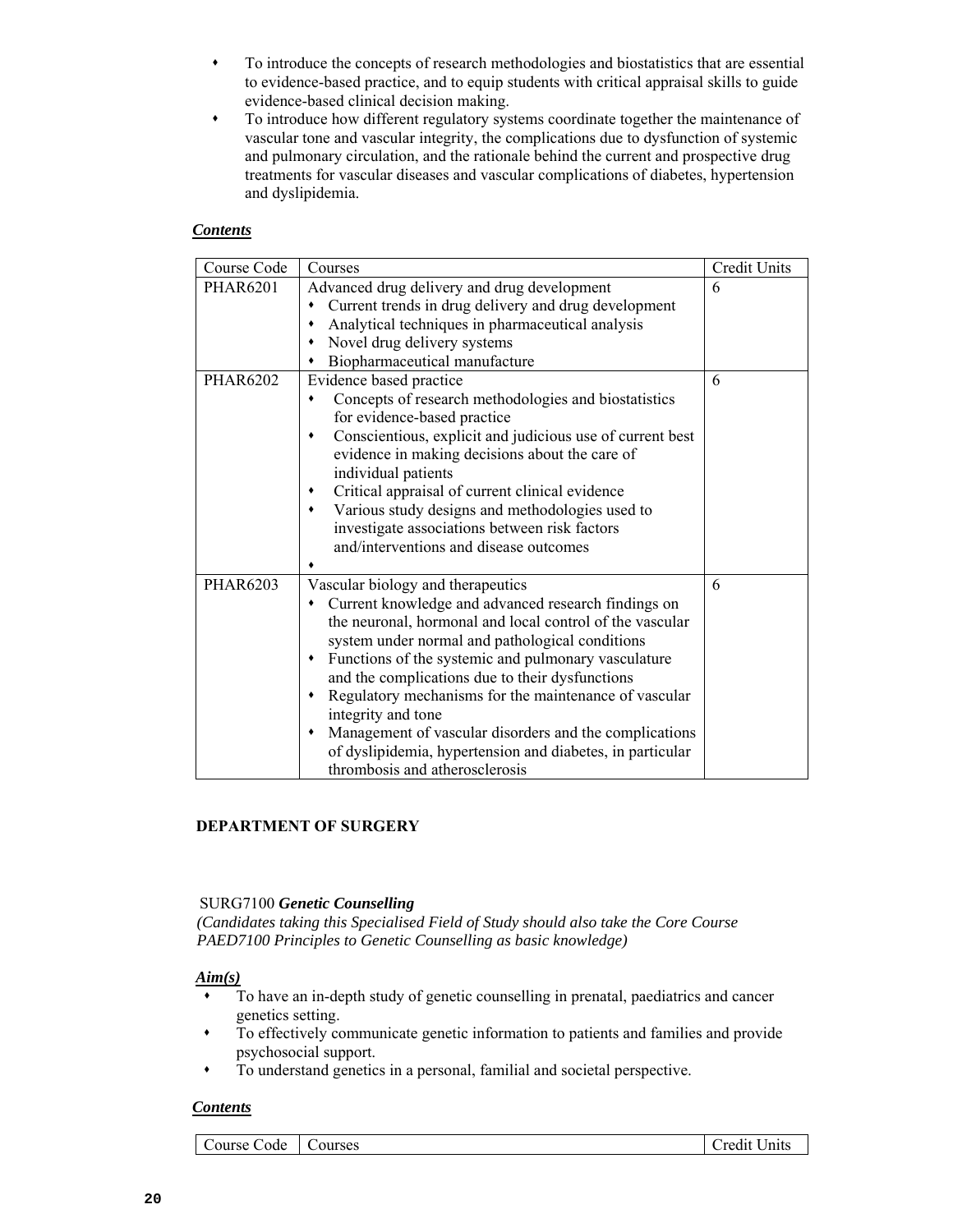- To introduce the concepts of research methodologies and biostatistics that are essential to evidence-based practice, and to equip students with critical appraisal skills to guide evidence-based clinical decision making.
- To introduce how different regulatory systems coordinate together the maintenance of vascular tone and vascular integrity, the complications due to dysfunction of systemic and pulmonary circulation, and the rationale behind the current and prospective drug treatments for vascular diseases and vascular complications of diabetes, hypertension and dyslipidemia.

***Contents***

| Course Code | Courses | Credit Units |
|---|---|---|
| PHAR6201 | Advanced drug delivery and drug development<br>• Current trends in drug delivery and drug development<br>• Analytical techniques in pharmaceutical analysis<br>• Novel drug delivery systems<br>• Biopharmaceutical manufacture | 6 |
| PHAR6202 | Evidence based practice<br>• Concepts of research methodologies and biostatistics for evidence-based practice<br>• Conscientious, explicit and judicious use of current best evidence in making decisions about the care of individual patients<br>• Critical appraisal of current clinical evidence<br>• Various study designs and methodologies used to investigate associations between risk factors and/interventions and disease outcomes<br>• | 6 |
| PHAR6203 | Vascular biology and therapeutics<br>• Current knowledge and advanced research findings on the neuronal, hormonal and local control of the vascular system under normal and pathological conditions<br>• Functions of the systemic and pulmonary vasculature and the complications due to their dysfunctions<br>• Regulatory mechanisms for the maintenance of vascular integrity and tone<br>• Management of vascular disorders and the complications of dyslipidemia, hypertension and diabetes, in particular thrombosis and atherosclerosis | 6 |

**DEPARTMENT OF SURGERY**

SURG7100 ***Genetic Counselling***

*(Candidates taking this Specialised Field of Study should also take the Core Course PAED7100 Principles to Genetic Counselling as basic knowledge)*

***Aim(s)***

- To have an in-depth study of genetic counselling in prenatal, paediatrics and cancer genetics setting.
- To effectively communicate genetic information to patients and families and provide psychosocial support.
- To understand genetics in a personal, familial and societal perspective.

***Contents***

| Course Code | Courses | Credit Units |
|---|---|---|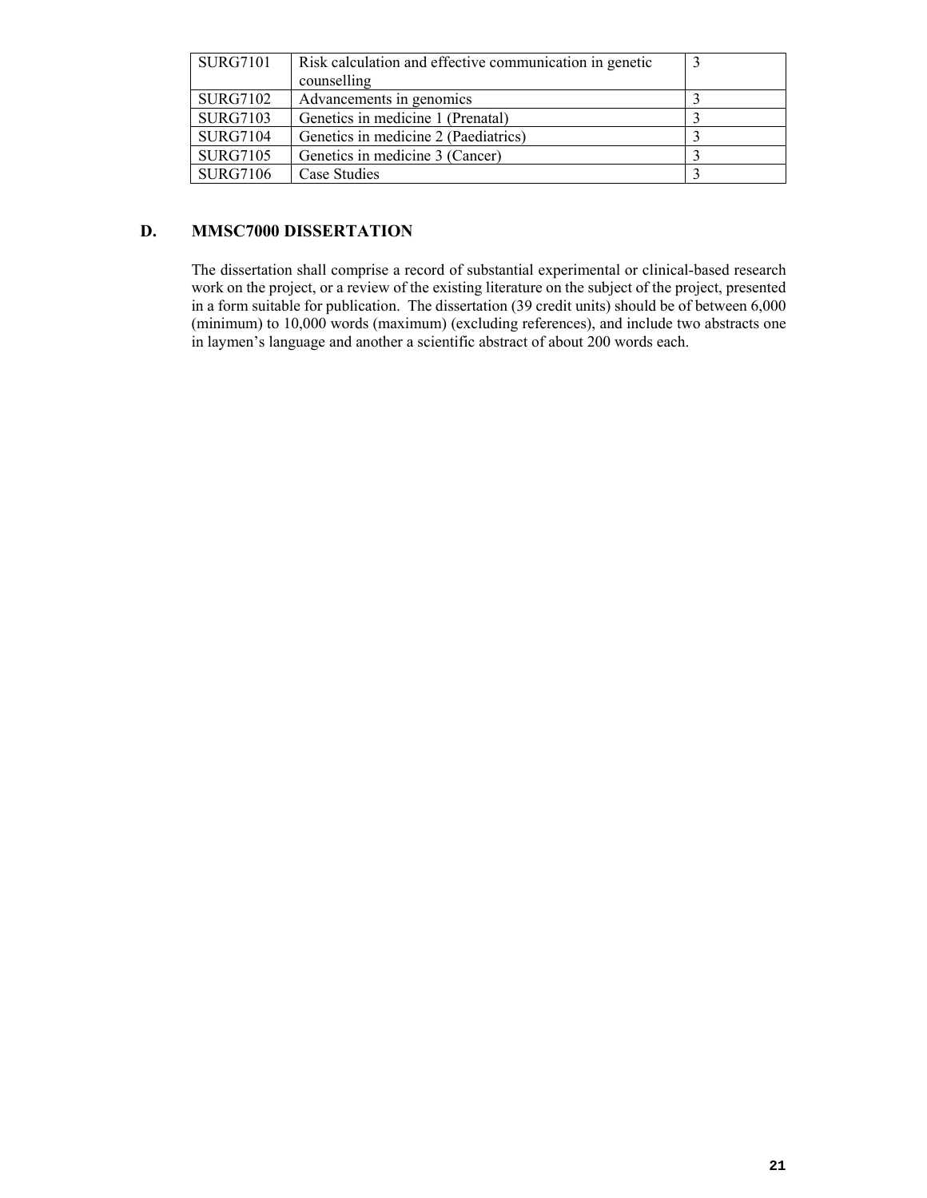| | | |
|---|---|---|
| SURG7101 | Risk calculation and effective communication in genetic counselling | 3 |
| SURG7102 | Advancements in genomics | 3 |
| SURG7103 | Genetics in medicine 1 (Prenatal) | 3 |
| SURG7104 | Genetics in medicine 2 (Paediatrics) | 3 |
| SURG7105 | Genetics in medicine 3 (Cancer) | 3 |
| SURG7106 | Case Studies | 3 |

## D. MMSC7000 DISSERTATION

The dissertation shall comprise a record of substantial experimental or clinical-based research work on the project, or a review of the existing literature on the subject of the project, presented in a form suitable for publication. The dissertation (39 credit units) should be of between 6,000 (minimum) to 10,000 words (maximum) (excluding references), and include two abstracts one in laymen's language and another a scientific abstract of about 200 words each.